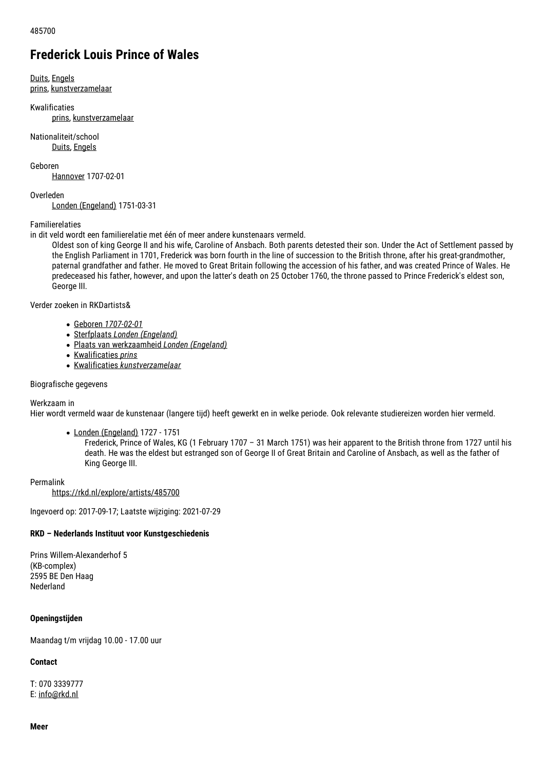485700

# Frederick Louis Prince of Wales

Duits, Engels
prins, kunstverzamelaar

Kwalificaties
: prins, kunstverzamelaar

Nationaliteit/school
: Duits, Engels

Geboren
: Hannover 1707-02-01

Overleden
: Londen (Engeland) 1751-03-31

Familierelaties
in dit veld wordt een familierelatie met één of meer andere kunstenaars vermeld.
: Oldest son of king George II and his wife, Caroline of Ansbach. Both parents detested their son. Under the Act of Settlement passed by the English Parliament in 1701, Frederick was born fourth in the line of succession to the British throne, after his great-grandmother, paternal grandfather and father. He moved to Great Britain following the accession of his father, and was created Prince of Wales. He predeceased his father, however, and upon the latter's death on 25 October 1760, the throne passed to Prince Frederick's eldest son, George III.

Verder zoeken in RKDartists&

- Geboren *1707-02-01*
- Sterfplaats *Londen (Engeland)*
- Plaats van werkzaamheid *Londen (Engeland)*
- Kwalificaties *prins*
- Kwalificaties *kunstverzamelaar*

Biografische gegevens

Werkzaam in
Hier wordt vermeld waar de kunstenaar (langere tijd) heeft gewerkt en in welke periode. Ook relevante studiereizen worden hier vermeld.

- Londen (Engeland) 1727 - 1751
  Frederick, Prince of Wales, KG (1 February 1707 – 31 March 1751) was heir apparent to the British throne from 1727 until his death. He was the eldest but estranged son of George II of Great Britain and Caroline of Ansbach, as well as the father of King George III.

Permalink
: https://rkd.nl/explore/artists/485700

Ingevoerd op: 2017-09-17; Laatste wijziging: 2021-07-29

**RKD – Nederlands Instituut voor Kunstgeschiedenis**

Prins Willem-Alexanderhof 5
(KB-complex)
2595 BE Den Haag
Nederland

**Openingstijden**

Maandag t/m vrijdag 10.00 - 17.00 uur

**Contact**

T: 070 3339777
E: info@rkd.nl

**Meer**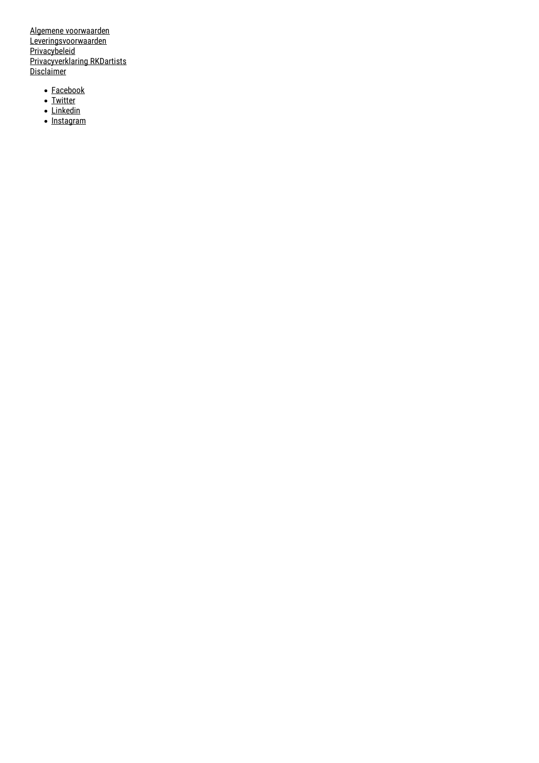Algemene voorwaarden
Leveringsvoorwaarden
Privacybeleid
Privacyverklaring RKDartists
Disclaimer

- Facebook
- Twitter
- Linkedin
- Instagram